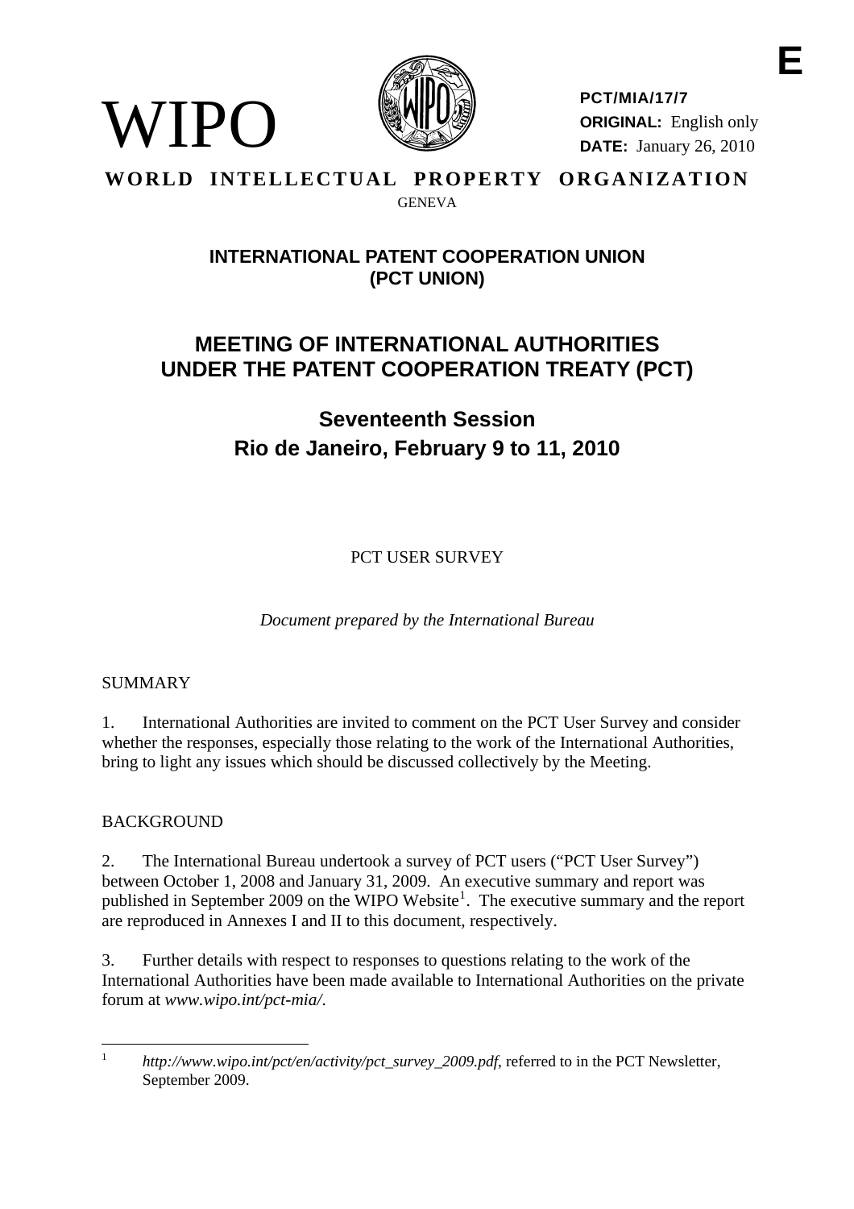E

WIPO

**PCT/MIA/17/7**
**ORIGINAL:** English only
**DATE:** January 26, 2010

**WORLD INTELLECTUAL PROPERTY ORGANIZATION**
GENEVA

## INTERNATIONAL PATENT COOPERATION UNION (PCT UNION)

# MEETING OF INTERNATIONAL AUTHORITIES UNDER THE PATENT COOPERATION TREATY (PCT)

## Seventeenth Session
## Rio de Janeiro, February 9 to 11, 2010

PCT USER SURVEY

*Document prepared by the International Bureau*

SUMMARY

1. International Authorities are invited to comment on the PCT User Survey and consider whether the responses, especially those relating to the work of the International Authorities, bring to light any issues which should be discussed collectively by the Meeting.

BACKGROUND

2. The International Bureau undertook a survey of PCT users ("PCT User Survey") between October 1, 2008 and January 31, 2009. An executive summary and report was published in September 2009 on the WIPO Website[1]. The executive summary and the report are reproduced in Annexes I and II to this document, respectively.

3. Further details with respect to responses to questions relating to the work of the International Authorities have been made available to International Authorities on the private forum at *www.wipo.int/pct-mia/*.

[1] *http://www.wipo.int/pct/en/activity/pct_survey_2009.pdf*, referred to in the PCT Newsletter, September 2009.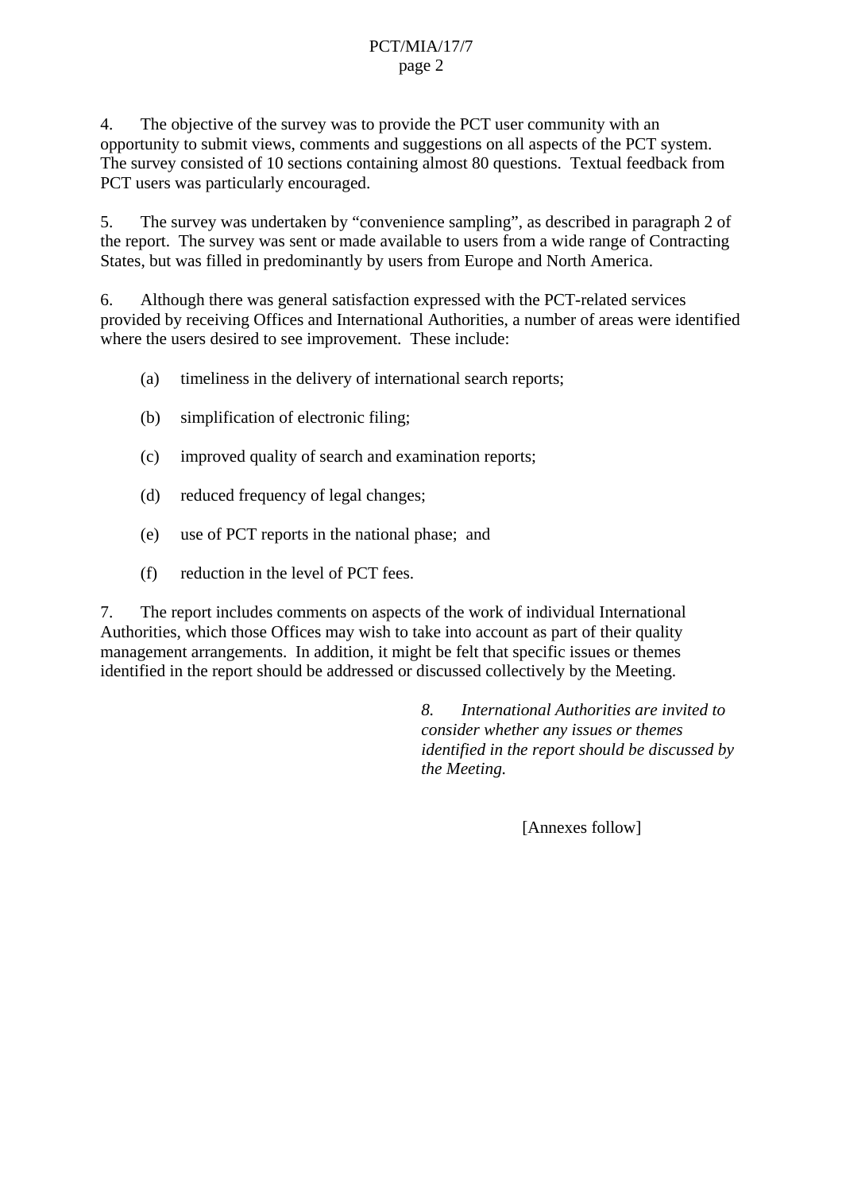4. The objective of the survey was to provide the PCT user community with an opportunity to submit views, comments and suggestions on all aspects of the PCT system. The survey consisted of 10 sections containing almost 80 questions. Textual feedback from PCT users was particularly encouraged.

5. The survey was undertaken by "convenience sampling", as described in paragraph 2 of the report. The survey was sent or made available to users from a wide range of Contracting States, but was filled in predominantly by users from Europe and North America.

6. Although there was general satisfaction expressed with the PCT-related services provided by receiving Offices and International Authorities, a number of areas were identified where the users desired to see improvement. These include:

(a) timeliness in the delivery of international search reports;

(b) simplification of electronic filing;

(c) improved quality of search and examination reports;

(d) reduced frequency of legal changes;

(e) use of PCT reports in the national phase; and

(f) reduction in the level of PCT fees.

7. The report includes comments on aspects of the work of individual International Authorities, which those Offices may wish to take into account as part of their quality management arrangements. In addition, it might be felt that specific issues or themes identified in the report should be addressed or discussed collectively by the Meeting.

*8. International Authorities are invited to consider whether any issues or themes identified in the report should be discussed by the Meeting.*

[Annexes follow]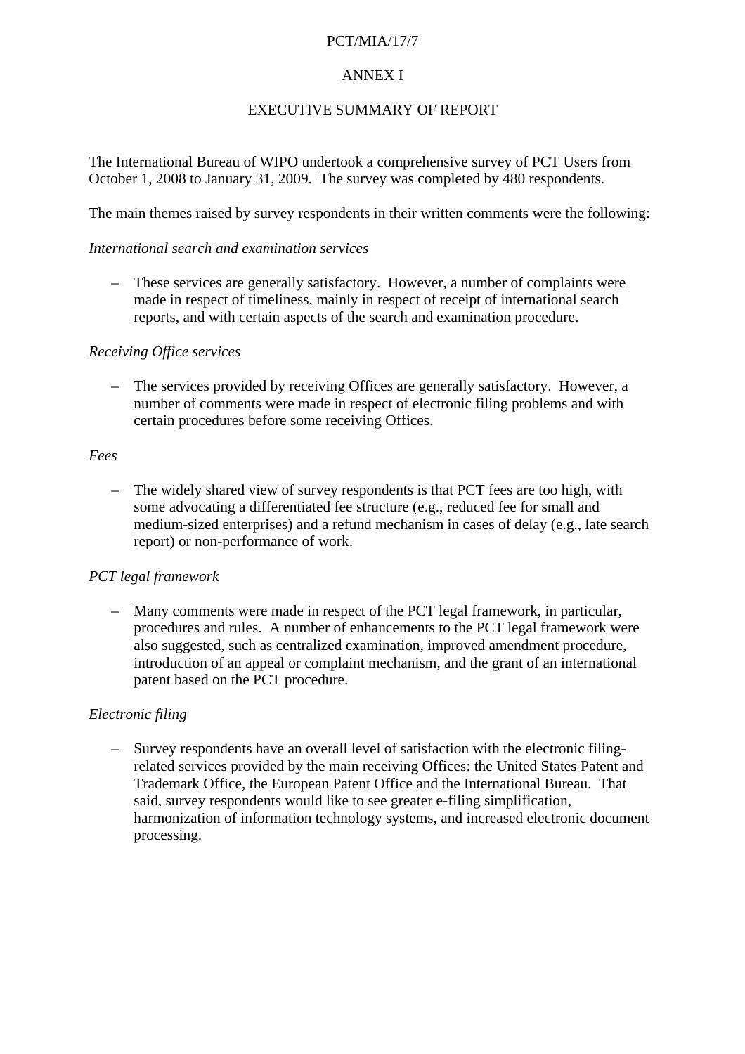# ANNEX I

## EXECUTIVE SUMMARY OF REPORT

The International Bureau of WIPO undertook a comprehensive survey of PCT Users from October 1, 2008 to January 31, 2009. The survey was completed by 480 respondents.

The main themes raised by survey respondents in their written comments were the following:

*International search and examination services*

– These services are generally satisfactory. However, a number of complaints were made in respect of timeliness, mainly in respect of receipt of international search reports, and with certain aspects of the search and examination procedure.

*Receiving Office services*

– The services provided by receiving Offices are generally satisfactory. However, a number of comments were made in respect of electronic filing problems and with certain procedures before some receiving Offices.

*Fees*

– The widely shared view of survey respondents is that PCT fees are too high, with some advocating a differentiated fee structure (e.g., reduced fee for small and medium-sized enterprises) and a refund mechanism in cases of delay (e.g., late search report) or non-performance of work.

*PCT legal framework*

– Many comments were made in respect of the PCT legal framework, in particular, procedures and rules. A number of enhancements to the PCT legal framework were also suggested, such as centralized examination, improved amendment procedure, introduction of an appeal or complaint mechanism, and the grant of an international patent based on the PCT procedure.

*Electronic filing*

– Survey respondents have an overall level of satisfaction with the electronic filing-related services provided by the main receiving Offices: the United States Patent and Trademark Office, the European Patent Office and the International Bureau. That said, survey respondents would like to see greater e-filing simplification, harmonization of information technology systems, and increased electronic document processing.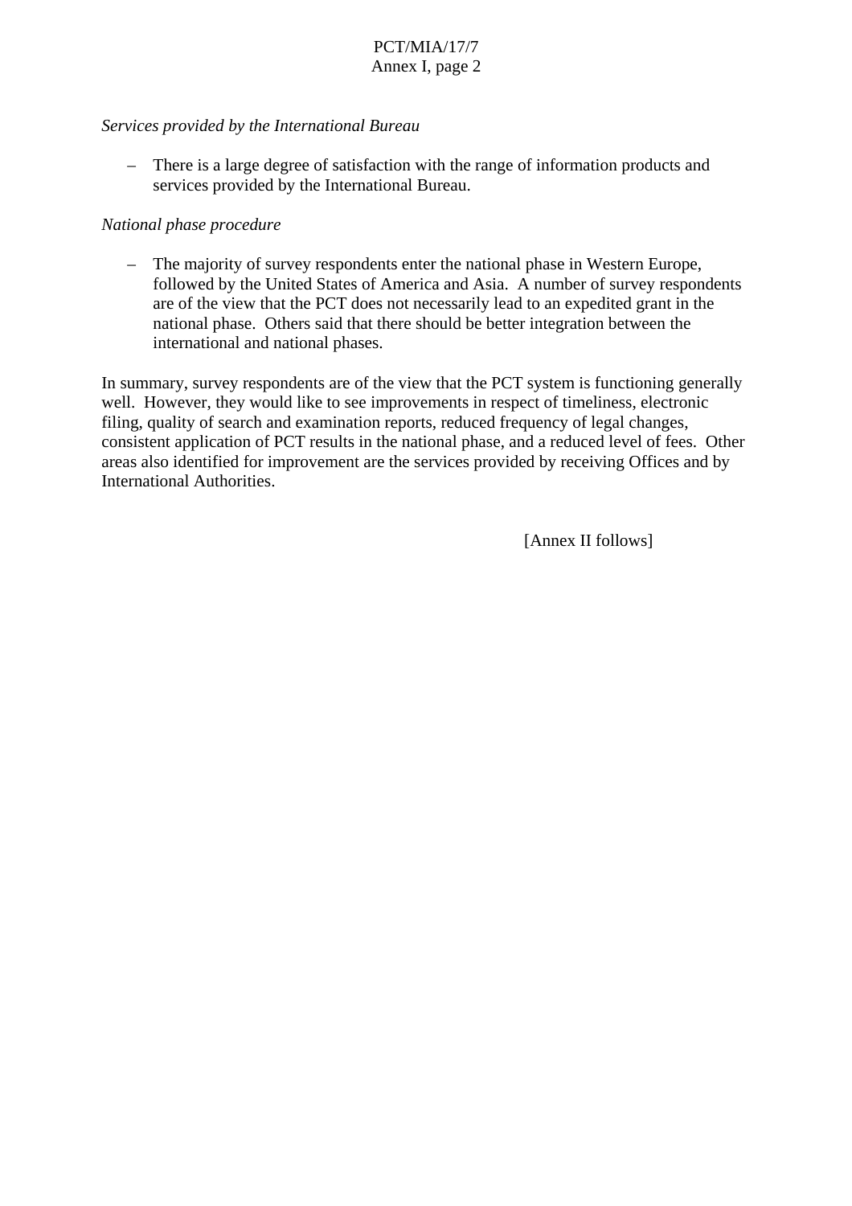*Services provided by the International Bureau*

- There is a large degree of satisfaction with the range of information products and services provided by the International Bureau.

*National phase procedure*

- The majority of survey respondents enter the national phase in Western Europe, followed by the United States of America and Asia.  A number of survey respondents are of the view that the PCT does not necessarily lead to an expedited grant in the national phase.  Others said that there should be better integration between the international and national phases.

In summary, survey respondents are of the view that the PCT system is functioning generally well.  However, they would like to see improvements in respect of timeliness, electronic filing, quality of search and examination reports, reduced frequency of legal changes, consistent application of PCT results in the national phase, and a reduced level of fees.  Other areas also identified for improvement are the services provided by receiving Offices and by International Authorities.

[Annex II follows]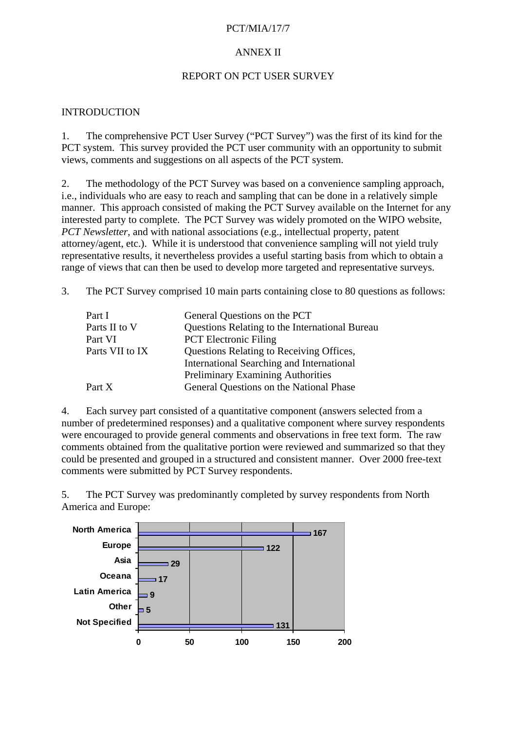PCT/MIA/17/7

ANNEX II

# REPORT ON PCT USER SURVEY

## INTRODUCTION

1. The comprehensive PCT User Survey ("PCT Survey") was the first of its kind for the PCT system. This survey provided the PCT user community with an opportunity to submit views, comments and suggestions on all aspects of the PCT system.

2. The methodology of the PCT Survey was based on a convenience sampling approach, i.e., individuals who are easy to reach and sampling that can be done in a relatively simple manner. This approach consisted of making the PCT Survey available on the Internet for any interested party to complete. The PCT Survey was widely promoted on the WIPO website, *PCT Newsletter*, and with national associations (e.g., intellectual property, patent attorney/agent, etc.). While it is understood that convenience sampling will not yield truly representative results, it nevertheless provides a useful starting basis from which to obtain a range of views that can then be used to develop more targeted and representative surveys.

3. The PCT Survey comprised 10 main parts containing close to 80 questions as follows:

| | |
|---|---|
| Part I | General Questions on the PCT |
| Parts II to V | Questions Relating to the International Bureau |
| Part VI | PCT Electronic Filing |
| Parts VII to IX | Questions Relating to Receiving Offices, International Searching and International Preliminary Examining Authorities |
| Part X | General Questions on the National Phase |

4. Each survey part consisted of a quantitative component (answers selected from a number of predetermined responses) and a qualitative component where survey respondents were encouraged to provide general comments and observations in free text form. The raw comments obtained from the qualitative portion were reviewed and summarized so that they could be presented and grouped in a structured and consistent manner. Over 2000 free-text comments were submitted by PCT Survey respondents.

5. The PCT Survey was predominantly completed by survey respondents from North America and Europe:

| Region | Respondents |
|---|---|
| North America | 167 |
| Europe | 122 |
| Asia | 29 |
| Oceana | 17 |
| Latin America | 9 |
| Other | 5 |
| Not Specified | 131 |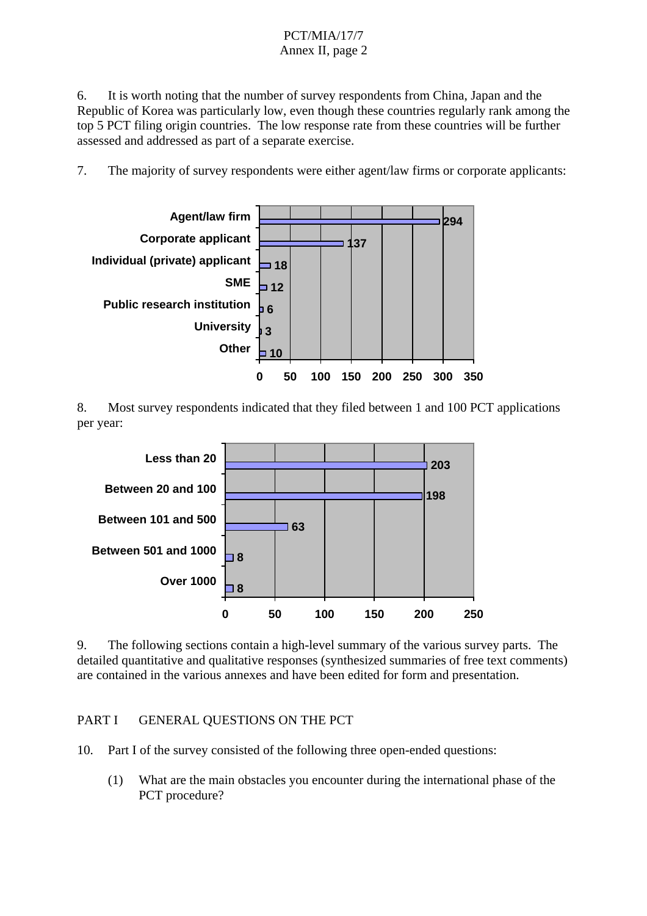6. It is worth noting that the number of survey respondents from China, Japan and the Republic of Korea was particularly low, even though these countries regularly rank among the top 5 PCT filing origin countries. The low response rate from these countries will be further assessed and addressed as part of a separate exercise.

7. The majority of survey respondents were either agent/law firms or corporate applicants:

| Respondent type | Number |
| --- | --- |
| Agent/law firm | 294 |
| Corporate applicant | 137 |
| Individual (private) applicant | 18 |
| SME | 12 |
| Public research institution | 6 |
| University | 3 |
| Other | 10 |

8. Most survey respondents indicated that they filed between 1 and 100 PCT applications per year:

| PCT applications per year | Number |
| --- | --- |
| Less than 20 | 203 |
| Between 20 and 100 | 198 |
| Between 101 and 500 | 63 |
| Between 501 and 1000 | 8 |
| Over 1000 | 8 |

9. The following sections contain a high-level summary of the various survey parts. The detailed quantitative and qualitative responses (synthesized summaries of free text comments) are contained in the various annexes and have been edited for form and presentation.

PART I GENERAL QUESTIONS ON THE PCT

10. Part I of the survey consisted of the following three open-ended questions:

(1) What are the main obstacles you encounter during the international phase of the PCT procedure?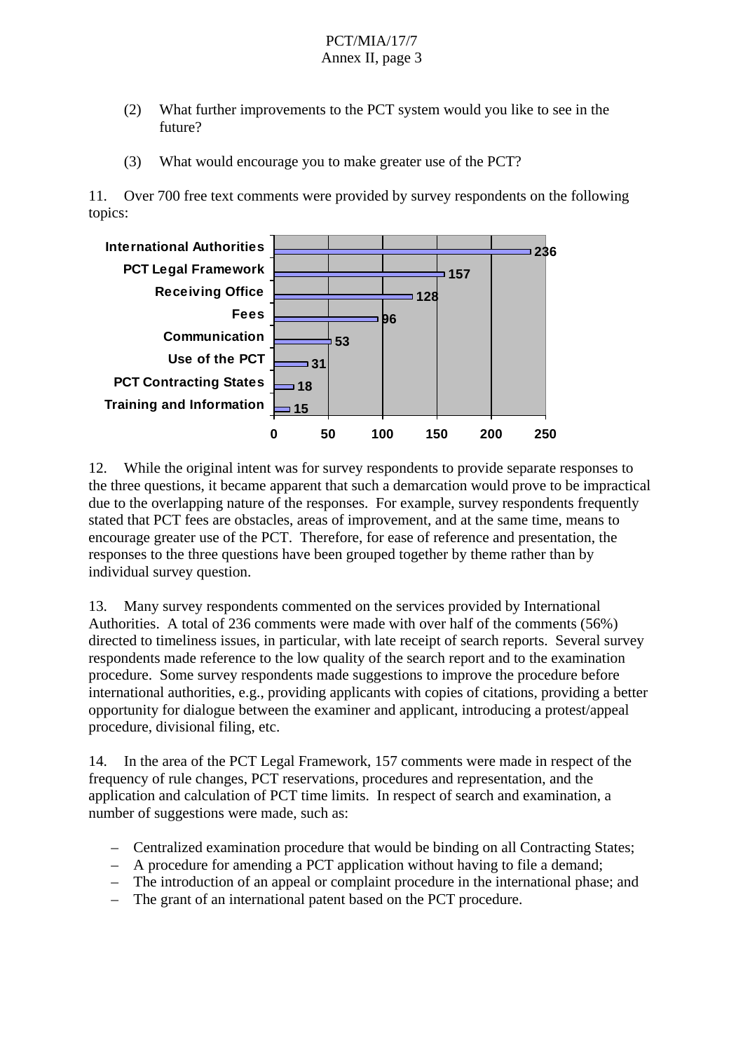(2) What further improvements to the PCT system would you like to see in the future?

(3) What would encourage you to make greater use of the PCT?

11. Over 700 free text comments were provided by survey respondents on the following topics:

| Topic | Number of comments |
| --- | --- |
| International Authorities | 236 |
| PCT Legal Framework | 157 |
| Receiving Office | 128 |
| Fees | 96 |
| Communication | 53 |
| Use of the PCT | 31 |
| PCT Contracting States | 18 |
| Training and Information | 15 |

12. While the original intent was for survey respondents to provide separate responses to the three questions, it became apparent that such a demarcation would prove to be impractical due to the overlapping nature of the responses. For example, survey respondents frequently stated that PCT fees are obstacles, areas of improvement, and at the same time, means to encourage greater use of the PCT. Therefore, for ease of reference and presentation, the responses to the three questions have been grouped together by theme rather than by individual survey question.

13. Many survey respondents commented on the services provided by International Authorities. A total of 236 comments were made with over half of the comments (56%) directed to timeliness issues, in particular, with late receipt of search reports. Several survey respondents made reference to the low quality of the search report and to the examination procedure. Some survey respondents made suggestions to improve the procedure before international authorities, e.g., providing applicants with copies of citations, providing a better opportunity for dialogue between the examiner and applicant, introducing a protest/appeal procedure, divisional filing, etc.

14. In the area of the PCT Legal Framework, 157 comments were made in respect of the frequency of rule changes, PCT reservations, procedures and representation, and the application and calculation of PCT time limits. In respect of search and examination, a number of suggestions were made, such as:

- Centralized examination procedure that would be binding on all Contracting States;
- A procedure for amending a PCT application without having to file a demand;
- The introduction of an appeal or complaint procedure in the international phase; and
- The grant of an international patent based on the PCT procedure.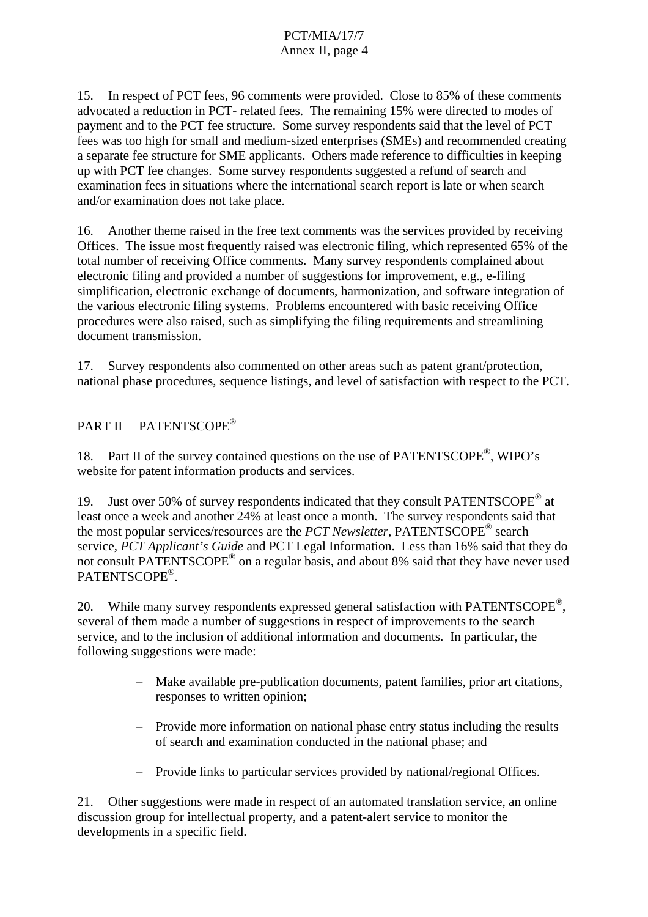15. In respect of PCT fees, 96 comments were provided. Close to 85% of these comments advocated a reduction in PCT- related fees. The remaining 15% were directed to modes of payment and to the PCT fee structure. Some survey respondents said that the level of PCT fees was too high for small and medium-sized enterprises (SMEs) and recommended creating a separate fee structure for SME applicants. Others made reference to difficulties in keeping up with PCT fee changes. Some survey respondents suggested a refund of search and examination fees in situations where the international search report is late or when search and/or examination does not take place.

16. Another theme raised in the free text comments was the services provided by receiving Offices. The issue most frequently raised was electronic filing, which represented 65% of the total number of receiving Office comments. Many survey respondents complained about electronic filing and provided a number of suggestions for improvement, e.g., e-filing simplification, electronic exchange of documents, harmonization, and software integration of the various electronic filing systems. Problems encountered with basic receiving Office procedures were also raised, such as simplifying the filing requirements and streamlining document transmission.

17. Survey respondents also commented on other areas such as patent grant/protection, national phase procedures, sequence listings, and level of satisfaction with respect to the PCT.

## PART II PATENTSCOPE®

18. Part II of the survey contained questions on the use of PATENTSCOPE®, WIPO's website for patent information products and services.

19. Just over 50% of survey respondents indicated that they consult PATENTSCOPE® at least once a week and another 24% at least once a month. The survey respondents said that the most popular services/resources are the *PCT Newsletter*, PATENTSCOPE® search service, *PCT Applicant's Guide* and PCT Legal Information. Less than 16% said that they do not consult PATENTSCOPE® on a regular basis, and about 8% said that they have never used PATENTSCOPE®.

20. While many survey respondents expressed general satisfaction with PATENTSCOPE®, several of them made a number of suggestions in respect of improvements to the search service, and to the inclusion of additional information and documents. In particular, the following suggestions were made:

- Make available pre-publication documents, patent families, prior art citations, responses to written opinion;
- Provide more information on national phase entry status including the results of search and examination conducted in the national phase; and
- Provide links to particular services provided by national/regional Offices.

21. Other suggestions were made in respect of an automated translation service, an online discussion group for intellectual property, and a patent-alert service to monitor the developments in a specific field.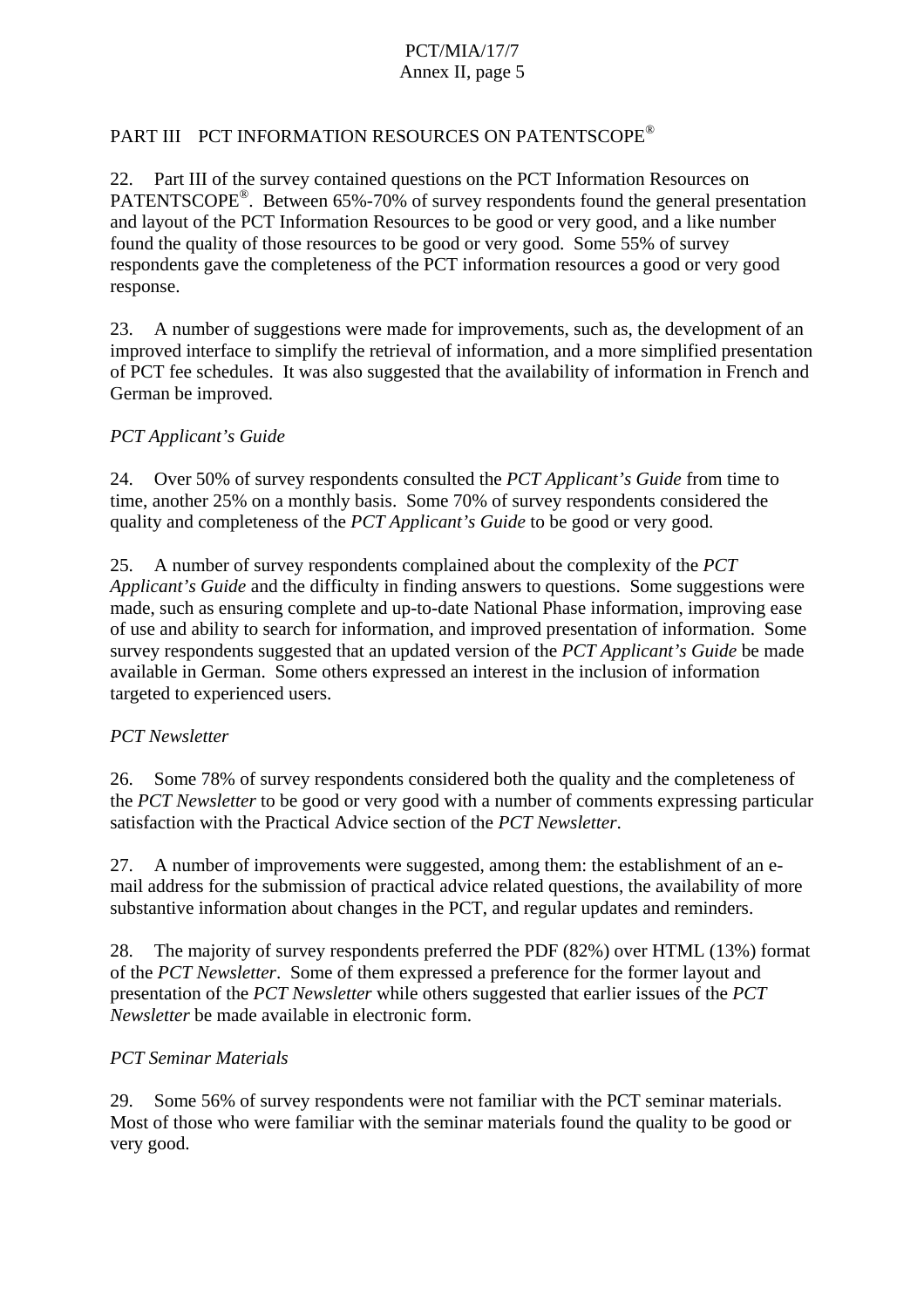## PART III PCT INFORMATION RESOURCES ON PATENTSCOPE®

22. Part III of the survey contained questions on the PCT Information Resources on PATENTSCOPE®. Between 65%-70% of survey respondents found the general presentation and layout of the PCT Information Resources to be good or very good, and a like number found the quality of those resources to be good or very good. Some 55% of survey respondents gave the completeness of the PCT information resources a good or very good response.

23. A number of suggestions were made for improvements, such as, the development of an improved interface to simplify the retrieval of information, and a more simplified presentation of PCT fee schedules. It was also suggested that the availability of information in French and German be improved.

### *PCT Applicant's Guide*

24. Over 50% of survey respondents consulted the *PCT Applicant's Guide* from time to time, another 25% on a monthly basis. Some 70% of survey respondents considered the quality and completeness of the *PCT Applicant's Guide* to be good or very good.

25. A number of survey respondents complained about the complexity of the *PCT Applicant's Guide* and the difficulty in finding answers to questions. Some suggestions were made, such as ensuring complete and up-to-date National Phase information, improving ease of use and ability to search for information, and improved presentation of information. Some survey respondents suggested that an updated version of the *PCT Applicant's Guide* be made available in German. Some others expressed an interest in the inclusion of information targeted to experienced users.

### *PCT Newsletter*

26. Some 78% of survey respondents considered both the quality and the completeness of the *PCT Newsletter* to be good or very good with a number of comments expressing particular satisfaction with the Practical Advice section of the *PCT Newsletter*.

27. A number of improvements were suggested, among them: the establishment of an e-mail address for the submission of practical advice related questions, the availability of more substantive information about changes in the PCT, and regular updates and reminders.

28. The majority of survey respondents preferred the PDF (82%) over HTML (13%) format of the *PCT Newsletter*. Some of them expressed a preference for the former layout and presentation of the *PCT Newsletter* while others suggested that earlier issues of the *PCT Newsletter* be made available in electronic form.

### *PCT Seminar Materials*

29. Some 56% of survey respondents were not familiar with the PCT seminar materials. Most of those who were familiar with the seminar materials found the quality to be good or very good.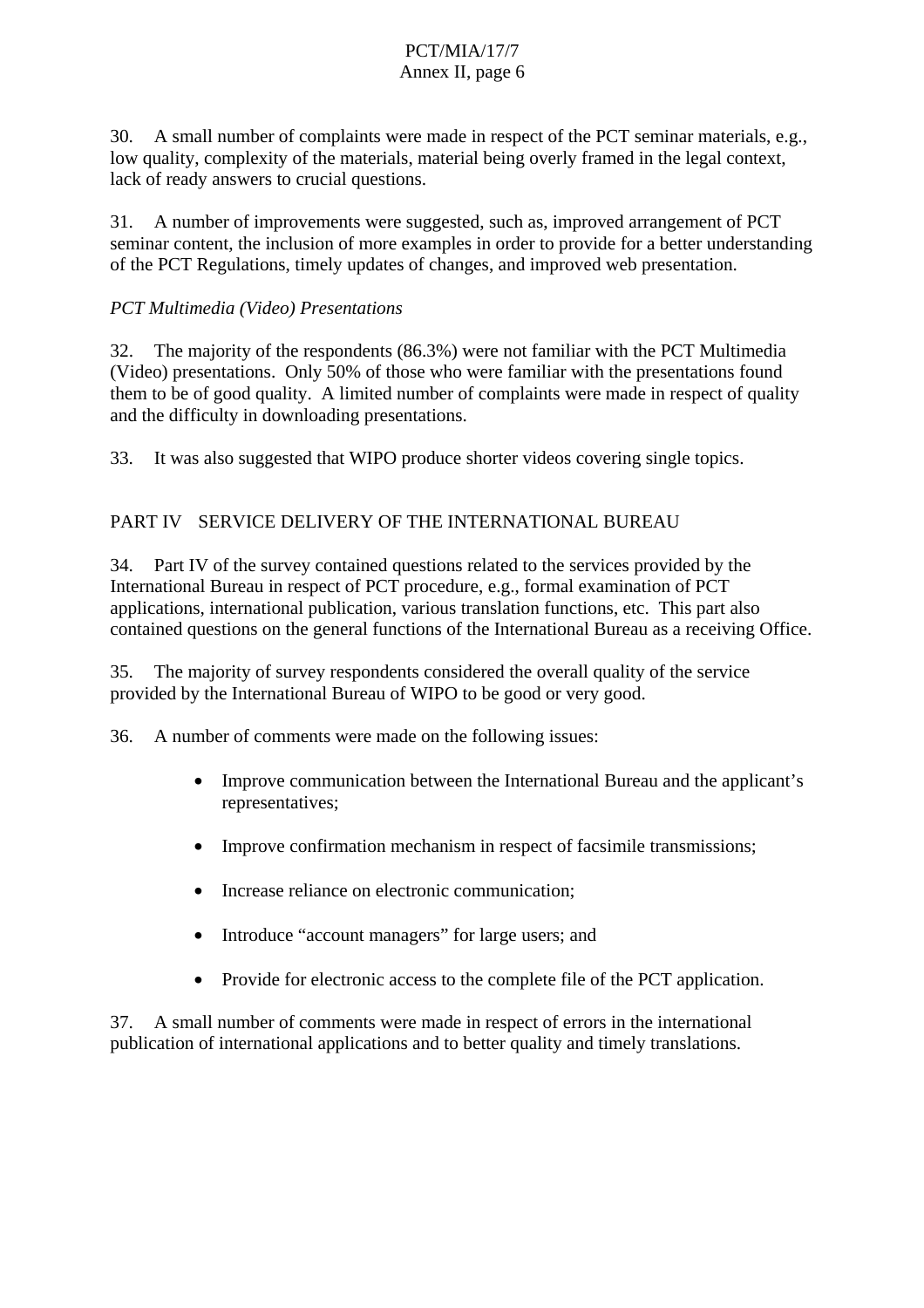30. A small number of complaints were made in respect of the PCT seminar materials, e.g., low quality, complexity of the materials, material being overly framed in the legal context, lack of ready answers to crucial questions.

31. A number of improvements were suggested, such as, improved arrangement of PCT seminar content, the inclusion of more examples in order to provide for a better understanding of the PCT Regulations, timely updates of changes, and improved web presentation.

*PCT Multimedia (Video) Presentations*

32. The majority of the respondents (86.3%) were not familiar with the PCT Multimedia (Video) presentations. Only 50% of those who were familiar with the presentations found them to be of good quality. A limited number of complaints were made in respect of quality and the difficulty in downloading presentations.

33. It was also suggested that WIPO produce shorter videos covering single topics.

## PART IV SERVICE DELIVERY OF THE INTERNATIONAL BUREAU

34. Part IV of the survey contained questions related to the services provided by the International Bureau in respect of PCT procedure, e.g., formal examination of PCT applications, international publication, various translation functions, etc. This part also contained questions on the general functions of the International Bureau as a receiving Office.

35. The majority of survey respondents considered the overall quality of the service provided by the International Bureau of WIPO to be good or very good.

36. A number of comments were made on the following issues:

- Improve communication between the International Bureau and the applicant's representatives;
- Improve confirmation mechanism in respect of facsimile transmissions;
- Increase reliance on electronic communication;
- Introduce "account managers" for large users; and
- Provide for electronic access to the complete file of the PCT application.

37. A small number of comments were made in respect of errors in the international publication of international applications and to better quality and timely translations.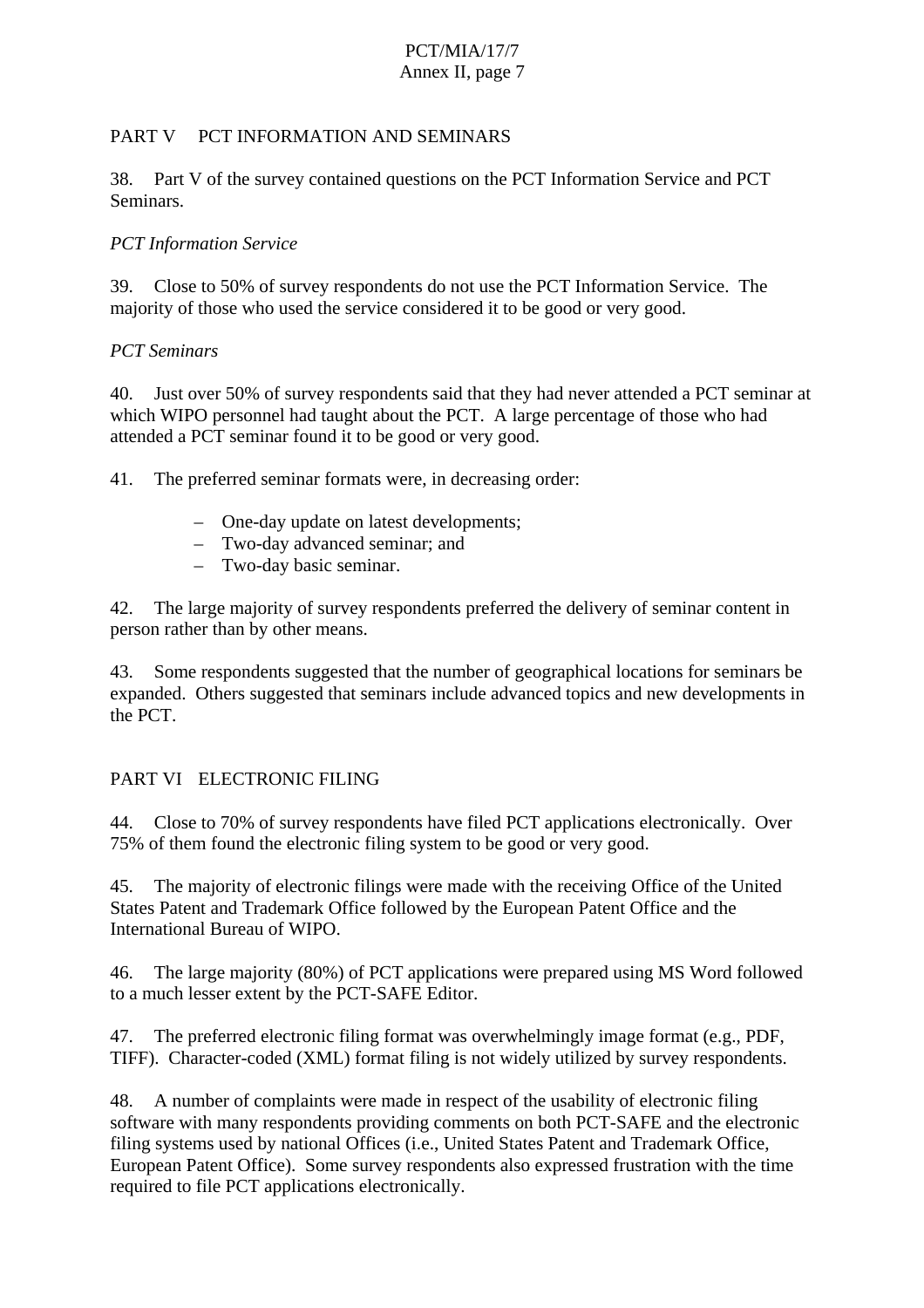## PART V PCT INFORMATION AND SEMINARS

38. Part V of the survey contained questions on the PCT Information Service and PCT Seminars.

*PCT Information Service*

39. Close to 50% of survey respondents do not use the PCT Information Service. The majority of those who used the service considered it to be good or very good.

*PCT Seminars*

40. Just over 50% of survey respondents said that they had never attended a PCT seminar at which WIPO personnel had taught about the PCT. A large percentage of those who had attended a PCT seminar found it to be good or very good.

41. The preferred seminar formats were, in decreasing order:

- One-day update on latest developments;
- Two-day advanced seminar; and
- Two-day basic seminar.

42. The large majority of survey respondents preferred the delivery of seminar content in person rather than by other means.

43. Some respondents suggested that the number of geographical locations for seminars be expanded. Others suggested that seminars include advanced topics and new developments in the PCT.

## PART VI ELECTRONIC FILING

44. Close to 70% of survey respondents have filed PCT applications electronically. Over 75% of them found the electronic filing system to be good or very good.

45. The majority of electronic filings were made with the receiving Office of the United States Patent and Trademark Office followed by the European Patent Office and the International Bureau of WIPO.

46. The large majority (80%) of PCT applications were prepared using MS Word followed to a much lesser extent by the PCT-SAFE Editor.

47. The preferred electronic filing format was overwhelmingly image format (e.g., PDF, TIFF). Character-coded (XML) format filing is not widely utilized by survey respondents.

48. A number of complaints were made in respect of the usability of electronic filing software with many respondents providing comments on both PCT-SAFE and the electronic filing systems used by national Offices (i.e., United States Patent and Trademark Office, European Patent Office). Some survey respondents also expressed frustration with the time required to file PCT applications electronically.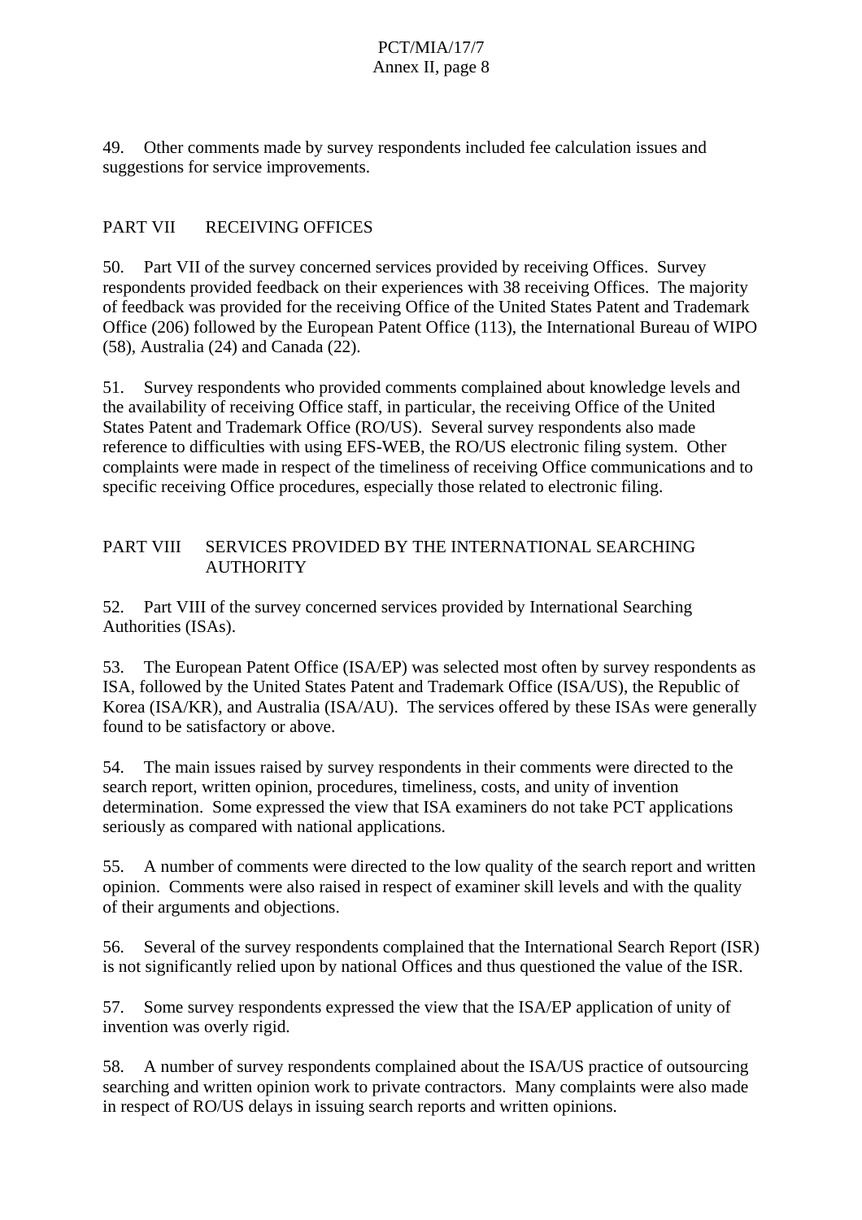49. Other comments made by survey respondents included fee calculation issues and suggestions for service improvements.

## PART VII RECEIVING OFFICES

50. Part VII of the survey concerned services provided by receiving Offices. Survey respondents provided feedback on their experiences with 38 receiving Offices. The majority of feedback was provided for the receiving Office of the United States Patent and Trademark Office (206) followed by the European Patent Office (113), the International Bureau of WIPO (58), Australia (24) and Canada (22).

51. Survey respondents who provided comments complained about knowledge levels and the availability of receiving Office staff, in particular, the receiving Office of the United States Patent and Trademark Office (RO/US). Several survey respondents also made reference to difficulties with using EFS-WEB, the RO/US electronic filing system. Other complaints were made in respect of the timeliness of receiving Office communications and to specific receiving Office procedures, especially those related to electronic filing.

## PART VIII SERVICES PROVIDED BY THE INTERNATIONAL SEARCHING AUTHORITY

52. Part VIII of the survey concerned services provided by International Searching Authorities (ISAs).

53. The European Patent Office (ISA/EP) was selected most often by survey respondents as ISA, followed by the United States Patent and Trademark Office (ISA/US), the Republic of Korea (ISA/KR), and Australia (ISA/AU). The services offered by these ISAs were generally found to be satisfactory or above.

54. The main issues raised by survey respondents in their comments were directed to the search report, written opinion, procedures, timeliness, costs, and unity of invention determination. Some expressed the view that ISA examiners do not take PCT applications seriously as compared with national applications.

55. A number of comments were directed to the low quality of the search report and written opinion. Comments were also raised in respect of examiner skill levels and with the quality of their arguments and objections.

56. Several of the survey respondents complained that the International Search Report (ISR) is not significantly relied upon by national Offices and thus questioned the value of the ISR.

57. Some survey respondents expressed the view that the ISA/EP application of unity of invention was overly rigid.

58. A number of survey respondents complained about the ISA/US practice of outsourcing searching and written opinion work to private contractors. Many complaints were also made in respect of RO/US delays in issuing search reports and written opinions.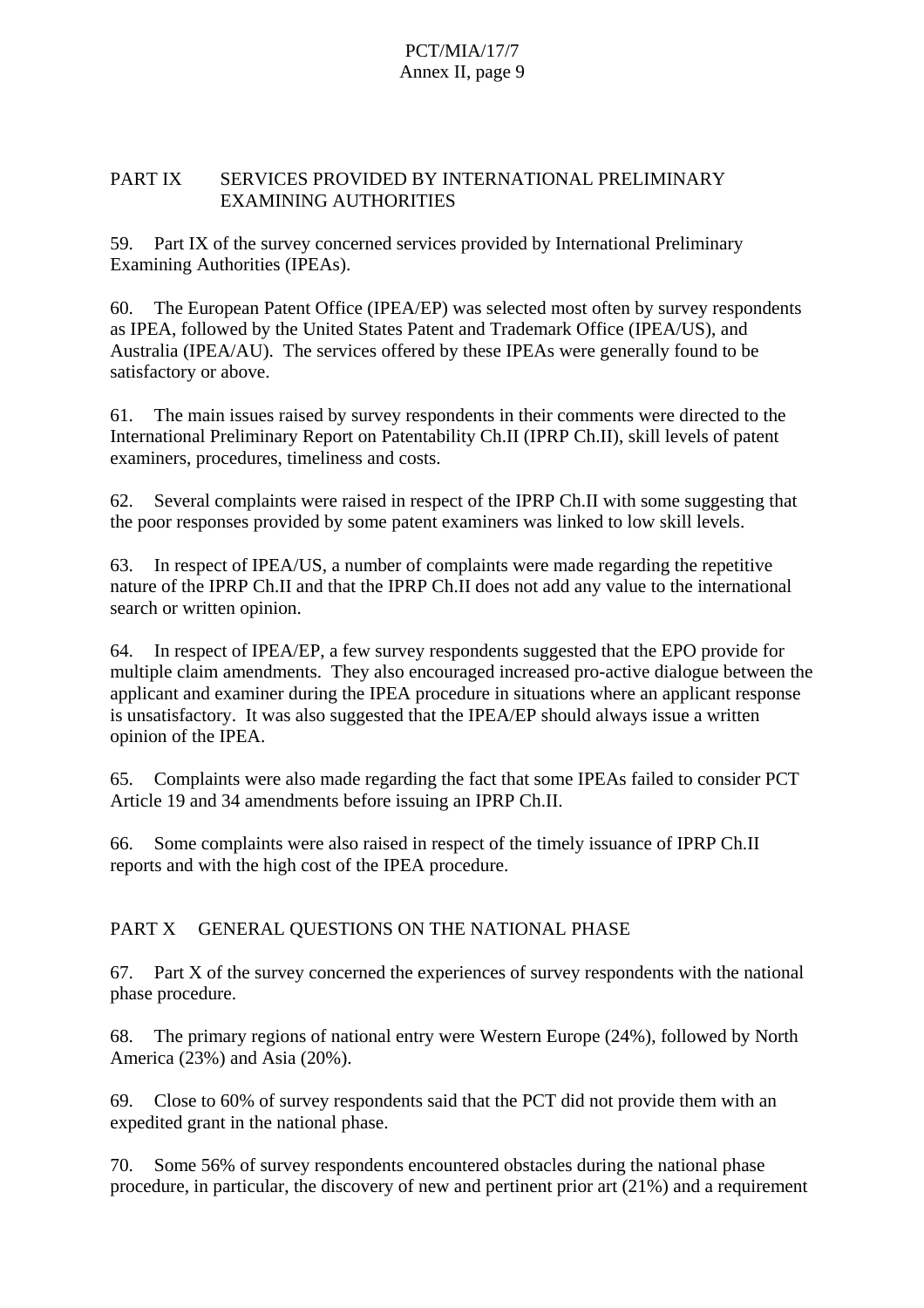## PART IX SERVICES PROVIDED BY INTERNATIONAL PRELIMINARY EXAMINING AUTHORITIES

59. Part IX of the survey concerned services provided by International Preliminary Examining Authorities (IPEAs).

60. The European Patent Office (IPEA/EP) was selected most often by survey respondents as IPEA, followed by the United States Patent and Trademark Office (IPEA/US), and Australia (IPEA/AU). The services offered by these IPEAs were generally found to be satisfactory or above.

61. The main issues raised by survey respondents in their comments were directed to the International Preliminary Report on Patentability Ch.II (IPRP Ch.II), skill levels of patent examiners, procedures, timeliness and costs.

62. Several complaints were raised in respect of the IPRP Ch.II with some suggesting that the poor responses provided by some patent examiners was linked to low skill levels.

63. In respect of IPEA/US, a number of complaints were made regarding the repetitive nature of the IPRP Ch.II and that the IPRP Ch.II does not add any value to the international search or written opinion.

64. In respect of IPEA/EP, a few survey respondents suggested that the EPO provide for multiple claim amendments. They also encouraged increased pro-active dialogue between the applicant and examiner during the IPEA procedure in situations where an applicant response is unsatisfactory. It was also suggested that the IPEA/EP should always issue a written opinion of the IPEA.

65. Complaints were also made regarding the fact that some IPEAs failed to consider PCT Article 19 and 34 amendments before issuing an IPRP Ch.II.

66. Some complaints were also raised in respect of the timely issuance of IPRP Ch.II reports and with the high cost of the IPEA procedure.

## PART X GENERAL QUESTIONS ON THE NATIONAL PHASE

67. Part X of the survey concerned the experiences of survey respondents with the national phase procedure.

68. The primary regions of national entry were Western Europe (24%), followed by North America (23%) and Asia (20%).

69. Close to 60% of survey respondents said that the PCT did not provide them with an expedited grant in the national phase.

70. Some 56% of survey respondents encountered obstacles during the national phase procedure, in particular, the discovery of new and pertinent prior art (21%) and a requirement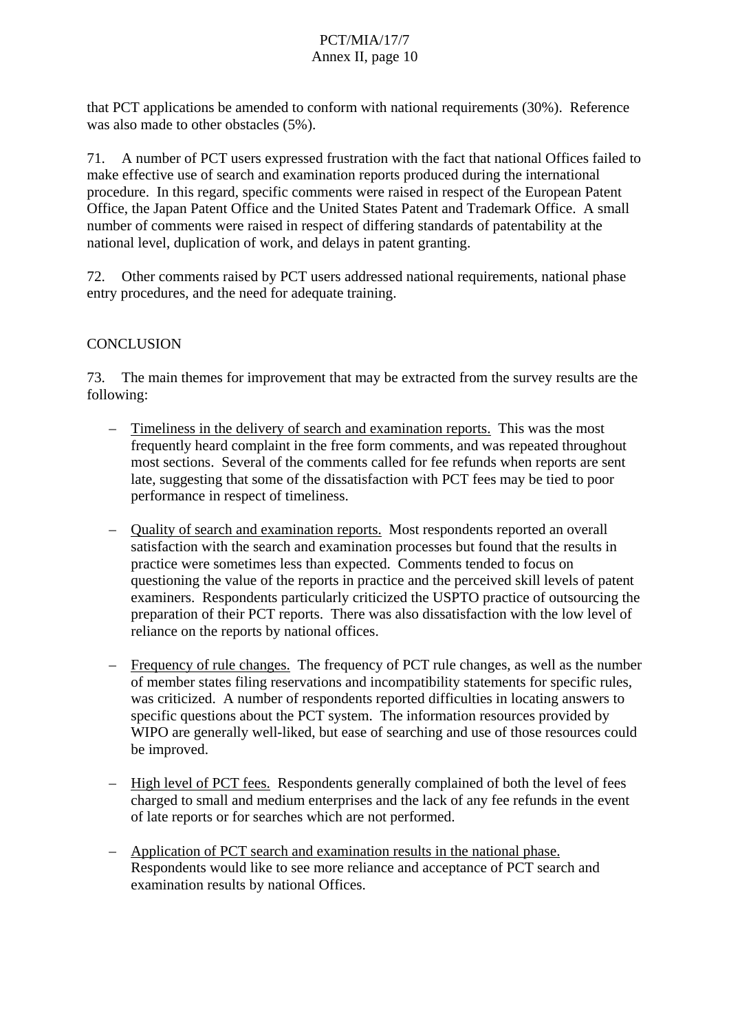that PCT applications be amended to conform with national requirements (30%). Reference was also made to other obstacles (5%).

71. A number of PCT users expressed frustration with the fact that national Offices failed to make effective use of search and examination reports produced during the international procedure. In this regard, specific comments were raised in respect of the European Patent Office, the Japan Patent Office and the United States Patent and Trademark Office. A small number of comments were raised in respect of differing standards of patentability at the national level, duplication of work, and delays in patent granting.

72. Other comments raised by PCT users addressed national requirements, national phase entry procedures, and the need for adequate training.

## CONCLUSION

73. The main themes for improvement that may be extracted from the survey results are the following:

- Timeliness in the delivery of search and examination reports. This was the most frequently heard complaint in the free form comments, and was repeated throughout most sections. Several of the comments called for fee refunds when reports are sent late, suggesting that some of the dissatisfaction with PCT fees may be tied to poor performance in respect of timeliness.

- Quality of search and examination reports. Most respondents reported an overall satisfaction with the search and examination processes but found that the results in practice were sometimes less than expected. Comments tended to focus on questioning the value of the reports in practice and the perceived skill levels of patent examiners. Respondents particularly criticized the USPTO practice of outsourcing the preparation of their PCT reports. There was also dissatisfaction with the low level of reliance on the reports by national offices.

- Frequency of rule changes. The frequency of PCT rule changes, as well as the number of member states filing reservations and incompatibility statements for specific rules, was criticized. A number of respondents reported difficulties in locating answers to specific questions about the PCT system. The information resources provided by WIPO are generally well-liked, but ease of searching and use of those resources could be improved.

- High level of PCT fees. Respondents generally complained of both the level of fees charged to small and medium enterprises and the lack of any fee refunds in the event of late reports or for searches which are not performed.

- Application of PCT search and examination results in the national phase. Respondents would like to see more reliance and acceptance of PCT search and examination results by national Offices.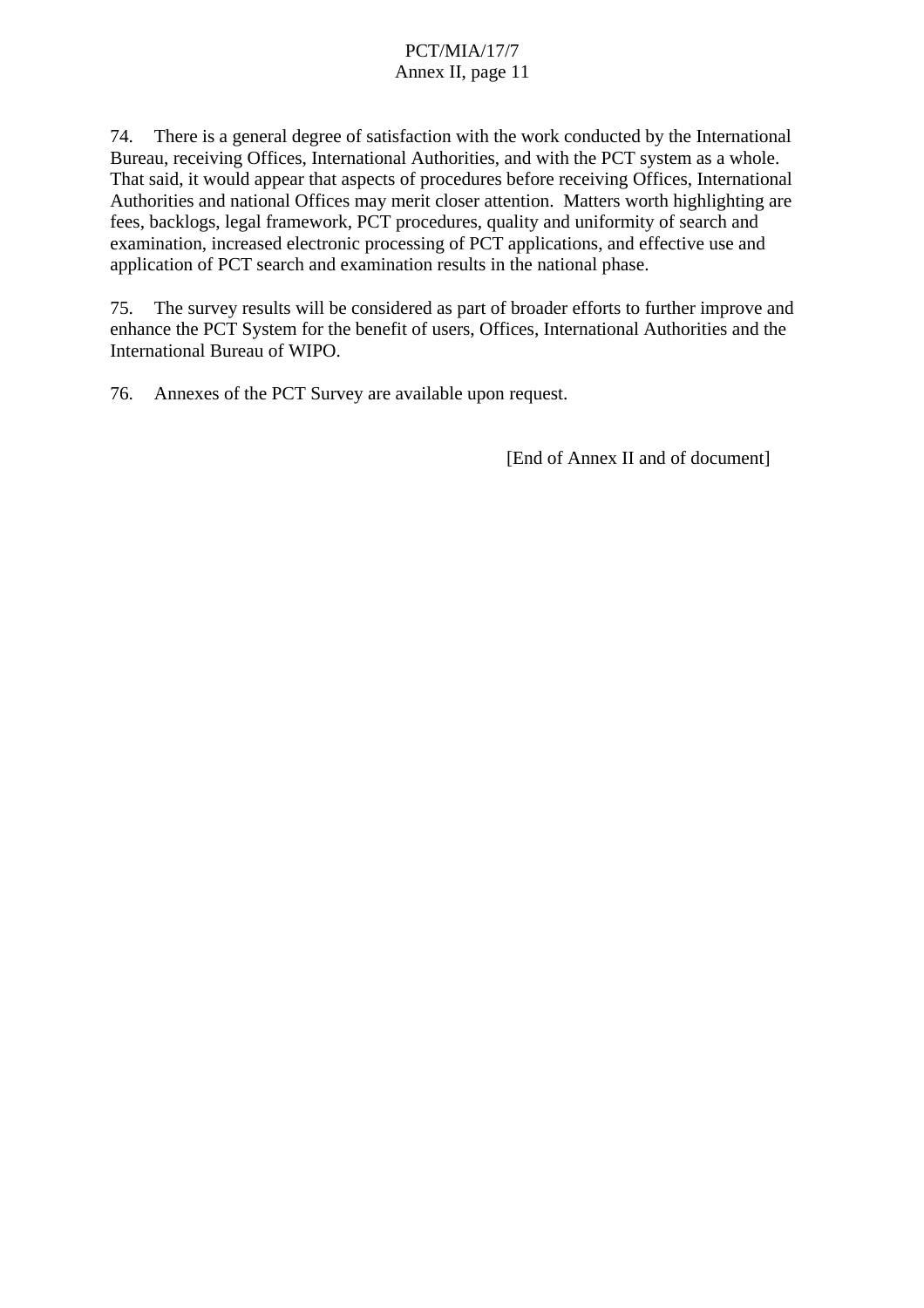74. There is a general degree of satisfaction with the work conducted by the International Bureau, receiving Offices, International Authorities, and with the PCT system as a whole. That said, it would appear that aspects of procedures before receiving Offices, International Authorities and national Offices may merit closer attention. Matters worth highlighting are fees, backlogs, legal framework, PCT procedures, quality and uniformity of search and examination, increased electronic processing of PCT applications, and effective use and application of PCT search and examination results in the national phase.

75. The survey results will be considered as part of broader efforts to further improve and enhance the PCT System for the benefit of users, Offices, International Authorities and the International Bureau of WIPO.

76. Annexes of the PCT Survey are available upon request.

[End of Annex II and of document]